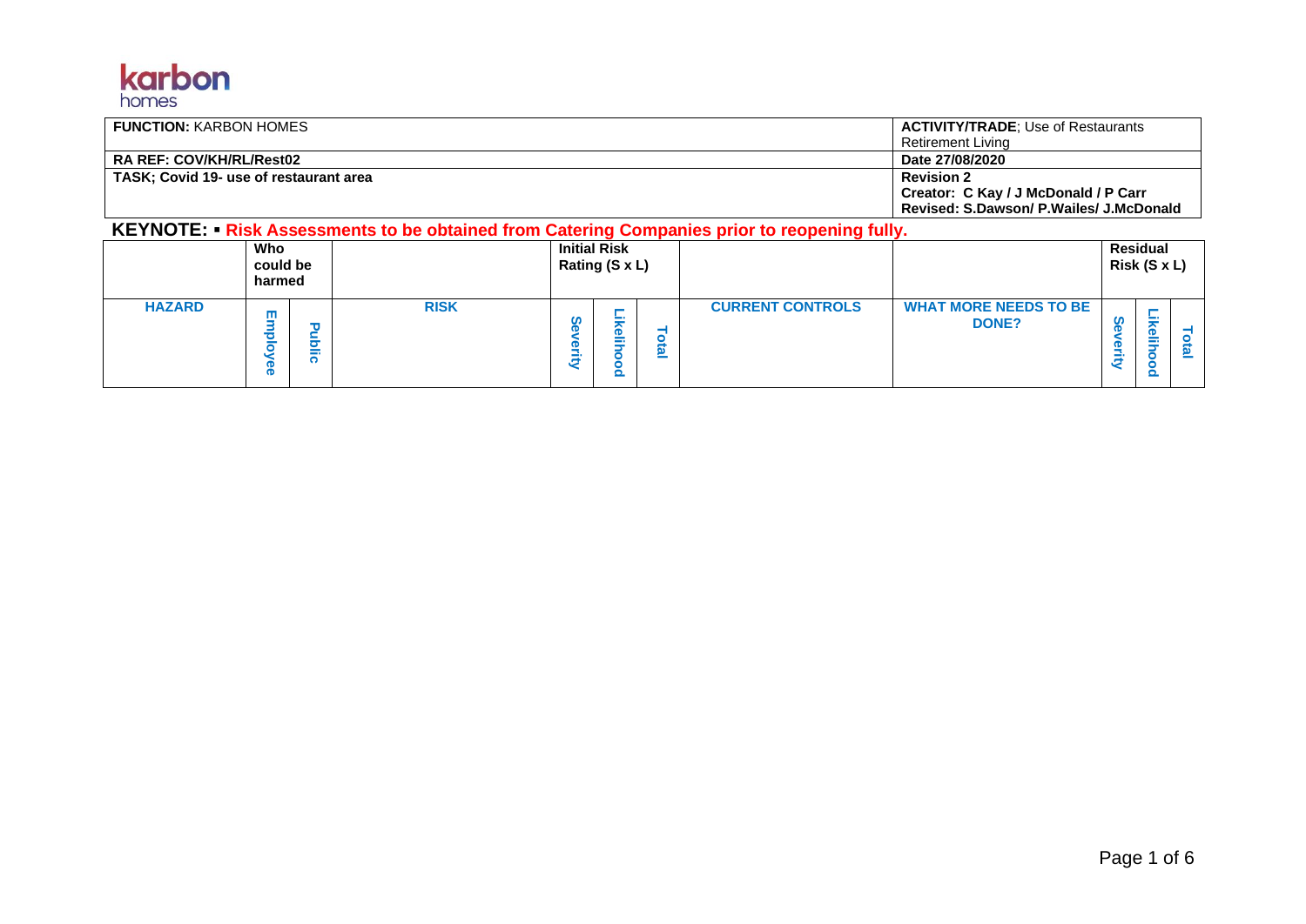karbon homes

| FUNCTION: KARBON HOMES | ACTIVITY/TRADE; Use of Restaurants Retirement Living |
|---|---|
| RA REF: COV/KH/RL/Rest02 | Date 27/08/2020 |
| TASK; Covid 19- use of restaurant area | Revision 2 Creator: C Kay / J McDonald / P Carr Revised: S.Dawson/ P.Wailes/ J.McDonald |

**KEYNOTE: ▪ Risk Assessments to be obtained from Catering Companies prior to reopening fully.**

| | Who could be harmed | | | Initial Risk Rating (S x L) | | | | | Residual Risk (S x L) | | |
|---|---|---|---|---|---|---|---|---|---|---|---|
| **HAZARD** | **Employee** | **Public** | **RISK** | **Severity** | **Likelihood** | **Total** | **CURRENT CONTROLS** | **WHAT MORE NEEDS TO BE DONE?** | **Severity** | **Likelihood** | **Total** |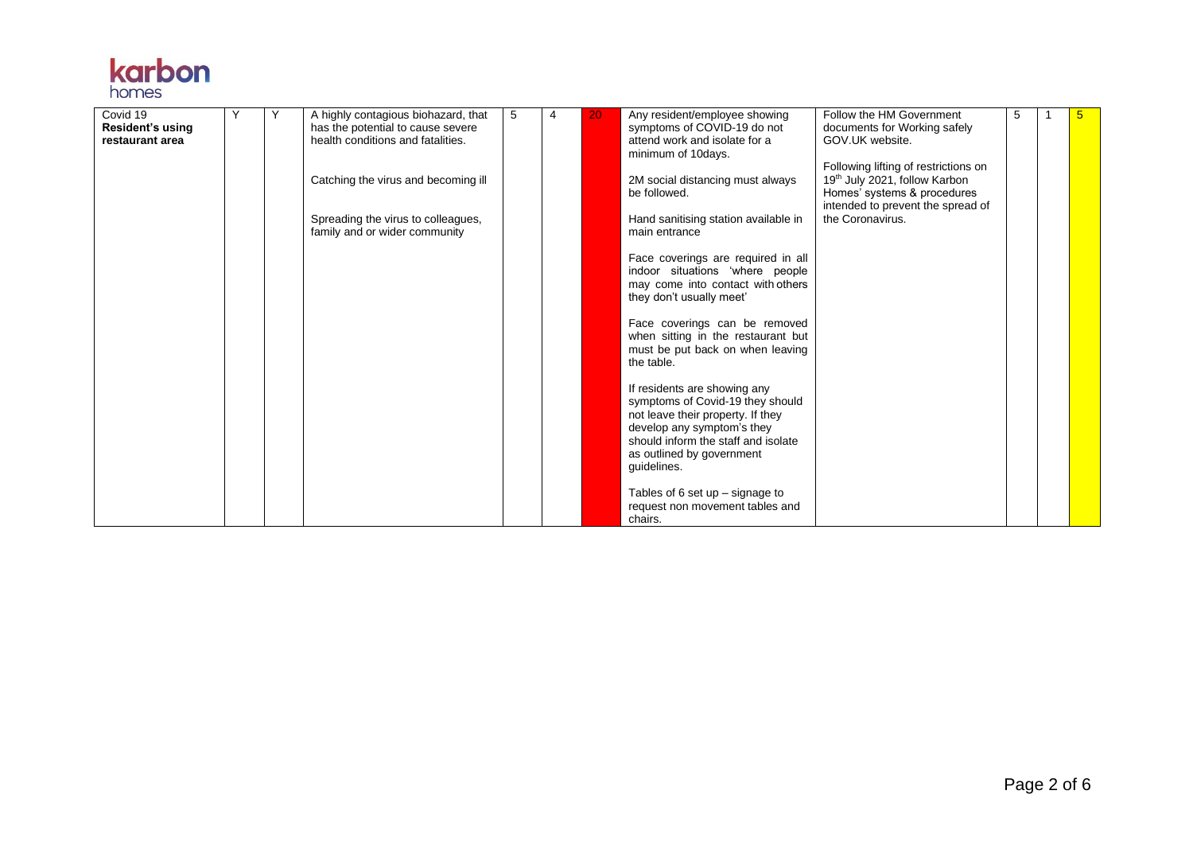| Covid 19 **Resident's using restaurant area** | Y | Y | A highly contagious biohazard, that has the potential to cause severe health conditions and fatalities.<br><br>Catching the virus and becoming ill<br><br>Spreading the virus to colleagues, family and or wider community | 5 | 4 | 20 | Any resident/employee showing symptoms of COVID-19 do not attend work and isolate for a minimum of 10days.<br><br>2M social distancing must always be followed.<br><br>Hand sanitising station available in main entrance<br><br>Face coverings are required in all indoor situations 'where people may come into contact with others they don't usually meet'<br><br>Face coverings can be removed when sitting in the restaurant but must be put back on when leaving the table.<br><br>If residents are showing any symptoms of Covid-19 they should not leave their property. If they develop any symptom's they should inform the staff and isolate as outlined by government guidelines.<br><br>Tables of 6 set up – signage to request non movement tables and chairs. | Follow the HM Government documents for Working safely GOV.UK website.<br><br>Following lifting of restrictions on 19th July 2021, follow Karbon Homes' systems & procedures intended to prevent the spread of the Coronavirus. | 5 | 1 | 5 |
|---|---|---|---|---|---|---|---|---|---|---|---|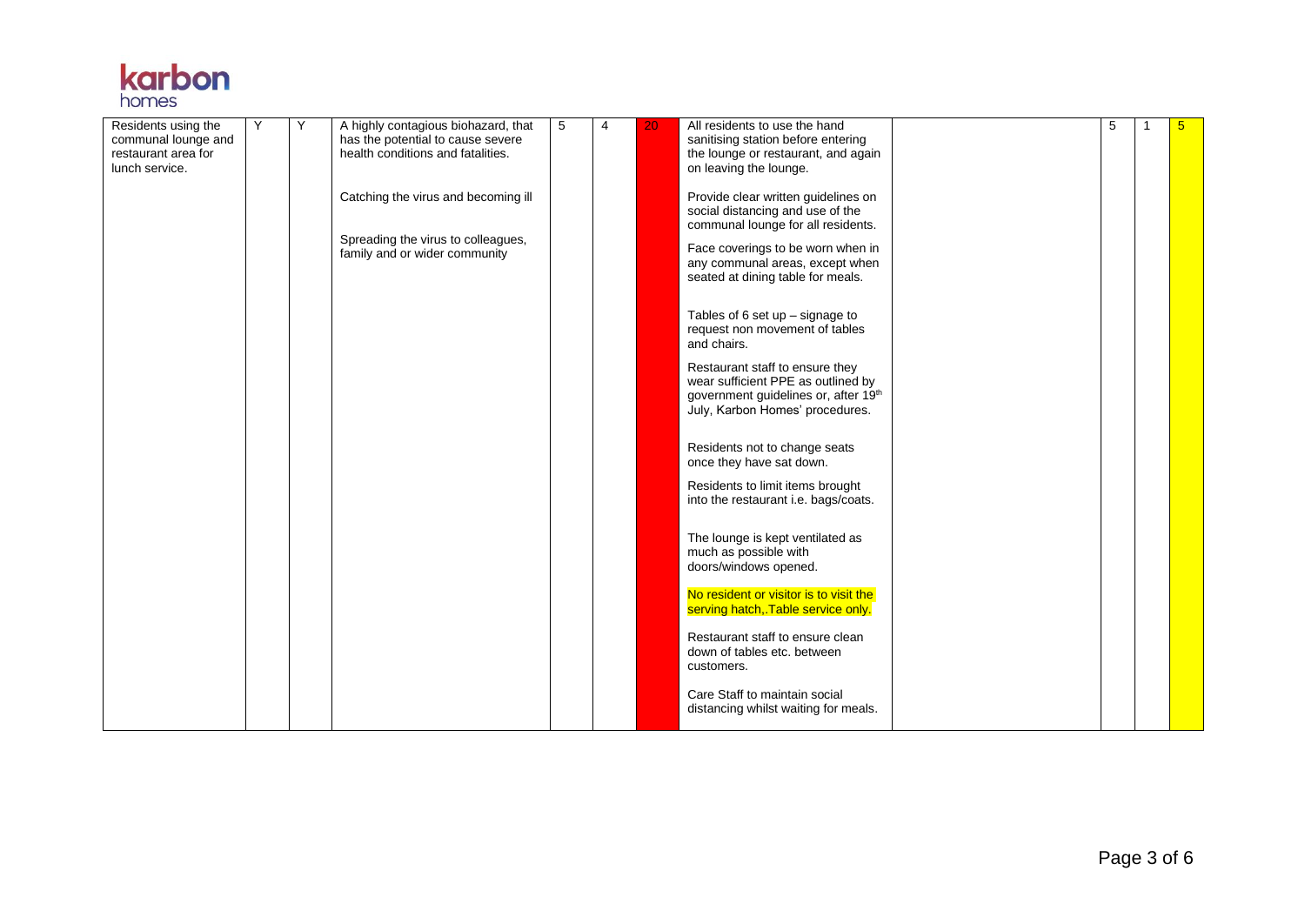| Residents using the communal lounge and restaurant area for lunch service. | Y | Y | A highly contagious biohazard, that has the potential to cause severe health conditions and fatalities.<br><br>Catching the virus and becoming ill<br><br>Spreading the virus to colleagues, family and or wider community | 5 | 4 | 20 | All residents to use the hand sanitising station before entering the lounge or restaurant, and again on leaving the lounge.<br><br>Provide clear written guidelines on social distancing and use of the communal lounge for all residents.<br><br>Face coverings to be worn when in any communal areas, except when seated at dining table for meals.<br><br>Tables of 6 set up – signage to request non movement of tables and chairs.<br><br>Restaurant staff to ensure they wear sufficient PPE as outlined by government guidelines or, after 19th July, Karbon Homes' procedures.<br><br>Residents not to change seats once they have sat down.<br><br>Residents to limit items brought into the restaurant i.e. bags/coats.<br><br>The lounge is kept ventilated as much as possible with doors/windows opened.<br><br>No resident or visitor is to visit the serving hatch,.Table service only.<br><br>Restaurant staff to ensure clean down of tables etc. between customers.<br><br>Care Staff to maintain social distancing whilst waiting for meals. | | 5 | 1 | 5 |
|---|---|---|---|---|---|---|---|---|---|---|---|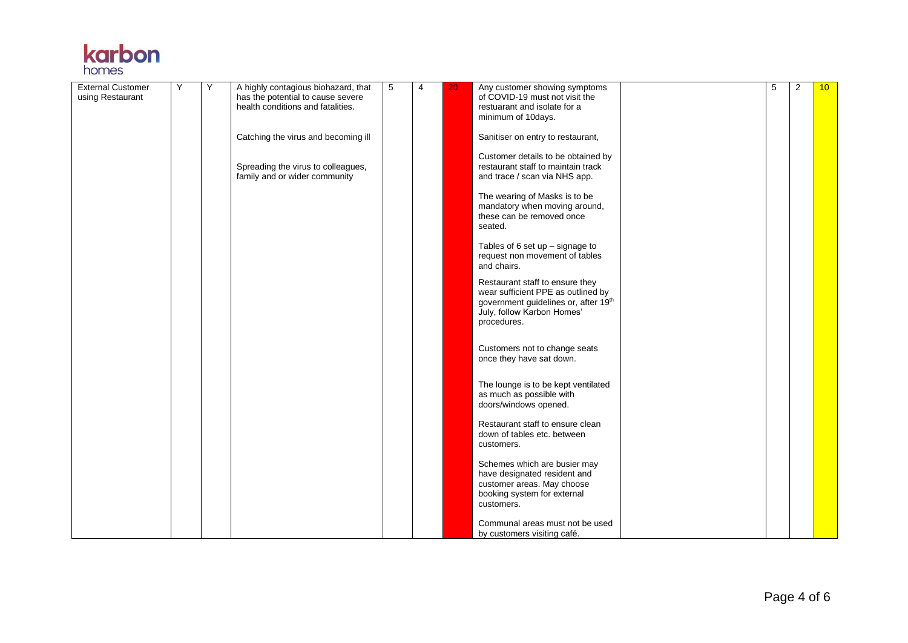| | | | | | | | | | | | |
|---|---|---|---|---|---|---|---|---|---|---|---|
| External Customer using Restaurant | Y | Y | A highly contagious biohazard, that has the potential to cause severe health conditions and fatalities.<br><br>Catching the virus and becoming ill<br><br>Spreading the virus to colleagues, family and or wider community | 5 | 4 | 20 | Any customer showing symptoms of COVID-19 must not visit the restuarant and isolate for a minimum of 10days.<br><br>Sanitiser on entry to restaurant,<br><br>Customer details to be obtained by restaurant staff to maintain track and trace / scan via NHS app.<br><br>The wearing of Masks is to be mandatory when moving around, these can be removed once seated.<br><br>Tables of 6 set up – signage to request non movement of tables and chairs.<br><br>Restaurant staff to ensure they wear sufficient PPE as outlined by government guidelines or, after 19th July, follow Karbon Homes' procedures.<br><br>Customers not to change seats once they have sat down.<br><br>The lounge is to be kept ventilated as much as possible with doors/windows opened.<br><br>Restaurant staff to ensure clean down of tables etc. between customers.<br><br>Schemes which are busier may have designated resident and customer areas. May choose booking system for external customers.<br><br>Communal areas must not be used by customers visiting café. | | 5 | 2 | 10 |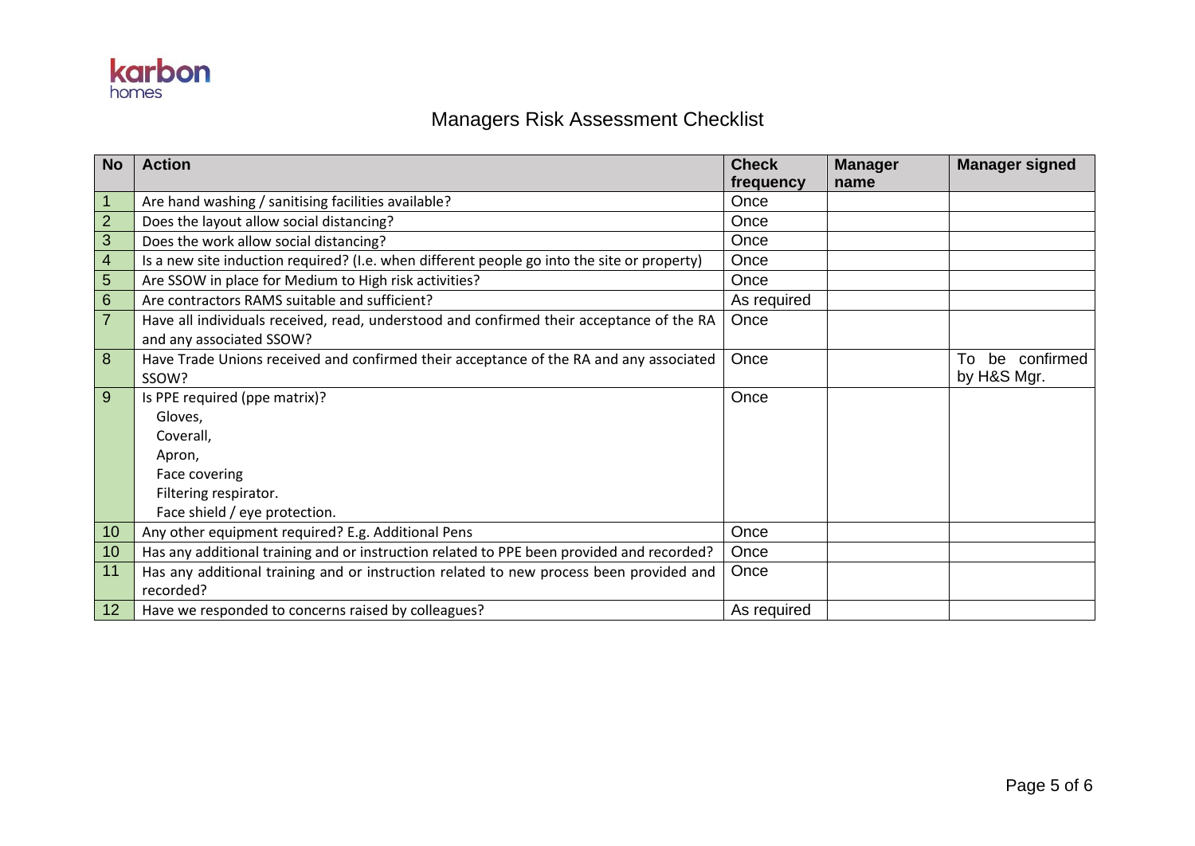karbon
homes

# Managers Risk Assessment Checklist

| No | Action | Check frequency | Manager name | Manager signed |
|---|---|---|---|---|
| 1 | Are hand washing / sanitising facilities available? | Once | | |
| 2 | Does the layout allow social distancing? | Once | | |
| 3 | Does the work allow social distancing? | Once | | |
| 4 | Is a new site induction required? (I.e. when different people go into the site or property) | Once | | |
| 5 | Are SSOW in place for Medium to High risk activities? | Once | | |
| 6 | Are contractors RAMS suitable and sufficient? | As required | | |
| 7 | Have all individuals received, read, understood and confirmed their acceptance of the RA and any associated SSOW? | Once | | |
| 8 | Have Trade Unions received and confirmed their acceptance of the RA and any associated SSOW? | Once | | To be confirmed by H&S Mgr. |
| 9 | Is PPE required (ppe matrix)?<br>Gloves,<br>Coverall,<br>Apron,<br>Face covering<br>Filtering respirator.<br>Face shield / eye protection. | Once | | |
| 10 | Any other equipment required? E.g. Additional Pens | Once | | |
| 10 | Has any additional training and or instruction related to PPE been provided and recorded? | Once | | |
| 11 | Has any additional training and or instruction related to new process been provided and recorded? | Once | | |
| 12 | Have we responded to concerns raised by colleagues? | As required | | |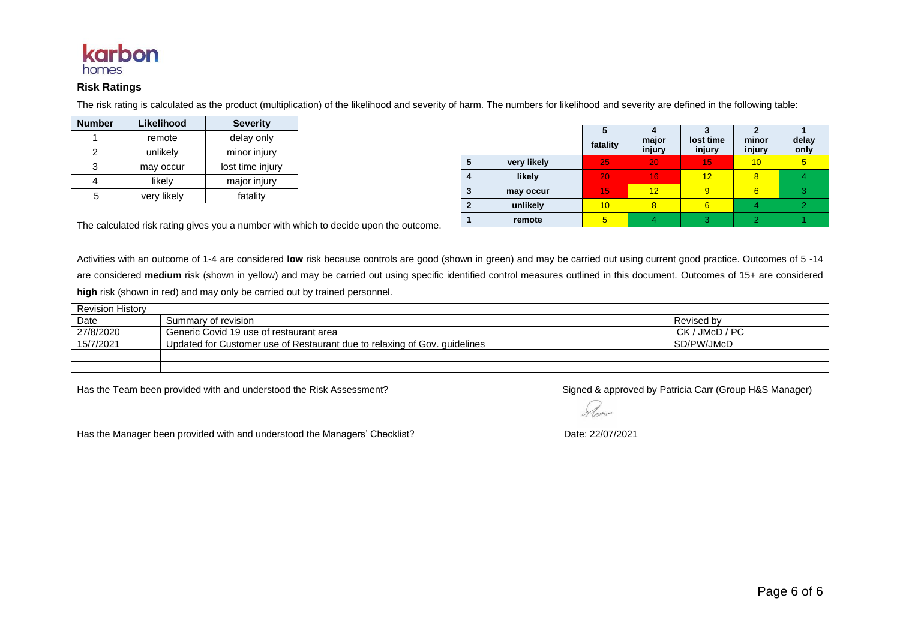karbon homes

## Risk Ratings

The risk rating is calculated as the product (multiplication) of the likelihood and severity of harm. The numbers for likelihood and severity are defined in the following table:

| Number | Likelihood | Severity |
|---|---|---|
| 1 | remote | delay only |
| 2 | unlikely | minor injury |
| 3 | may occur | lost time injury |
| 4 | likely | major injury |
| 5 | very likely | fatality |

| | | 5 fatality | 4 major injury | 3 lost time injury | 2 minor injury | 1 delay only |
|---|---|---|---|---|---|---|
| 5 | very likely | 25 | 20 | 15 | 10 | 5 |
| 4 | likely | 20 | 16 | 12 | 8 | 4 |
| 3 | may occur | 15 | 12 | 9 | 6 | 3 |
| 2 | unlikely | 10 | 8 | 6 | 4 | 2 |
| 1 | remote | 5 | 4 | 3 | 2 | 1 |

The calculated risk rating gives you a number with which to decide upon the outcome.

Activities with an outcome of 1-4 are considered **low** risk because controls are good (shown in green) and may be carried out using current good practice. Outcomes of 5 -14 are considered **medium** risk (shown in yellow) and may be carried out using specific identified control measures outlined in this document. Outcomes of 15+ are considered **high** risk (shown in red) and may only be carried out by trained personnel.

| Revision History | | |
|---|---|---|
| Date | Summary of revision | Revised by |
| 27/8/2020 | Generic Covid 19 use of restaurant area | CK / JMcD / PC |
| 15/7/2021 | Updated for Customer use of Restaurant due to relaxing of Gov. guidelines | SD/PW/JMcD |
| | | |
| | | |

Has the Team been provided with and understood the Risk Assessment?

Signed & approved by Patricia Carr (Group H&S Manager)

Has the Manager been provided with and understood the Managers' Checklist?

Date: 22/07/2021